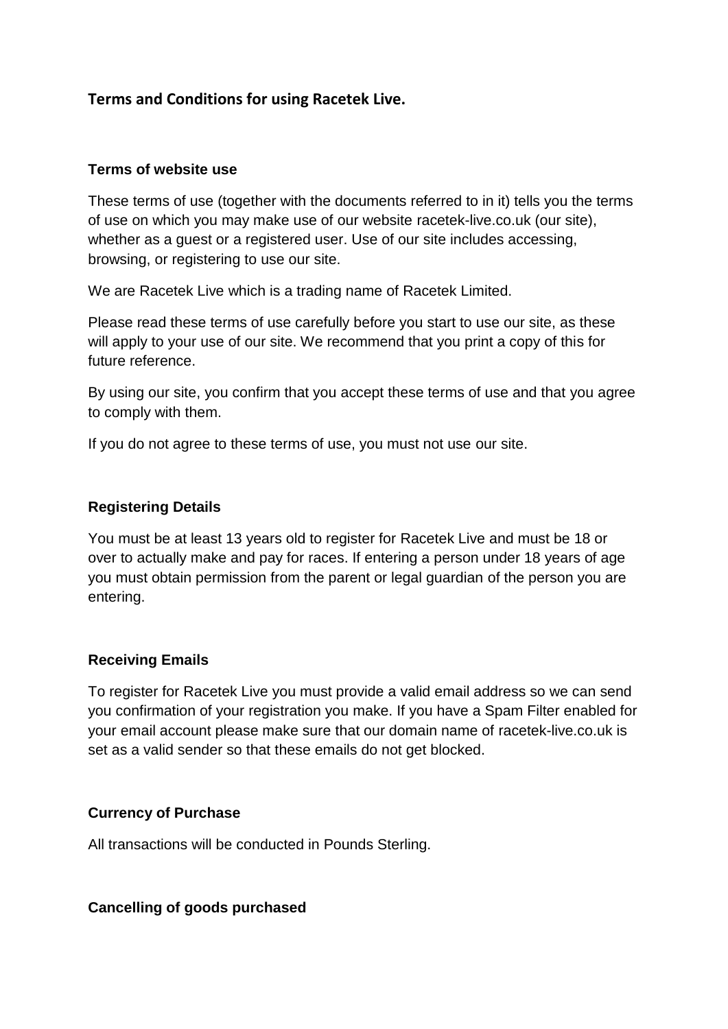# Terms and Conditions for using Racetek Live.

### Terms of website use

These terms of use (together with the documents referred to in it) tells you the terms of use on which you may make use of our website racetek-live.co.uk (our site), whether as a guest or a registered user. Use of our site includes accessing, browsing, or registering to use our site.

We are Racetek Live which is a trading name of Racetek Limited.

Please read these terms of use carefully before you start to use our site, as these will apply to your use of our site. We recommend that you print a copy of this for future reference.

By using our site, you confirm that you accept these terms of use and that you agree to comply with them.

If you do not agree to these terms of use, you must not use our site.

### Registering Details

You must be at least 13 years old to register for Racetek Live and must be 18 or over to actually make and pay for races. If entering a person under 18 years of age you must obtain permission from the parent or legal guardian of the person you are entering.

### Receiving Emails

To register for Racetek Live you must provide a valid email address so we can send you confirmation of your registration you make. If you have a Spam Filter enabled for your email account please make sure that our domain name of racetek-live.co.uk is set as a valid sender so that these emails do not get blocked.

### Currency of Purchase

All transactions will be conducted in Pounds Sterling.

### Cancelling of goods purchased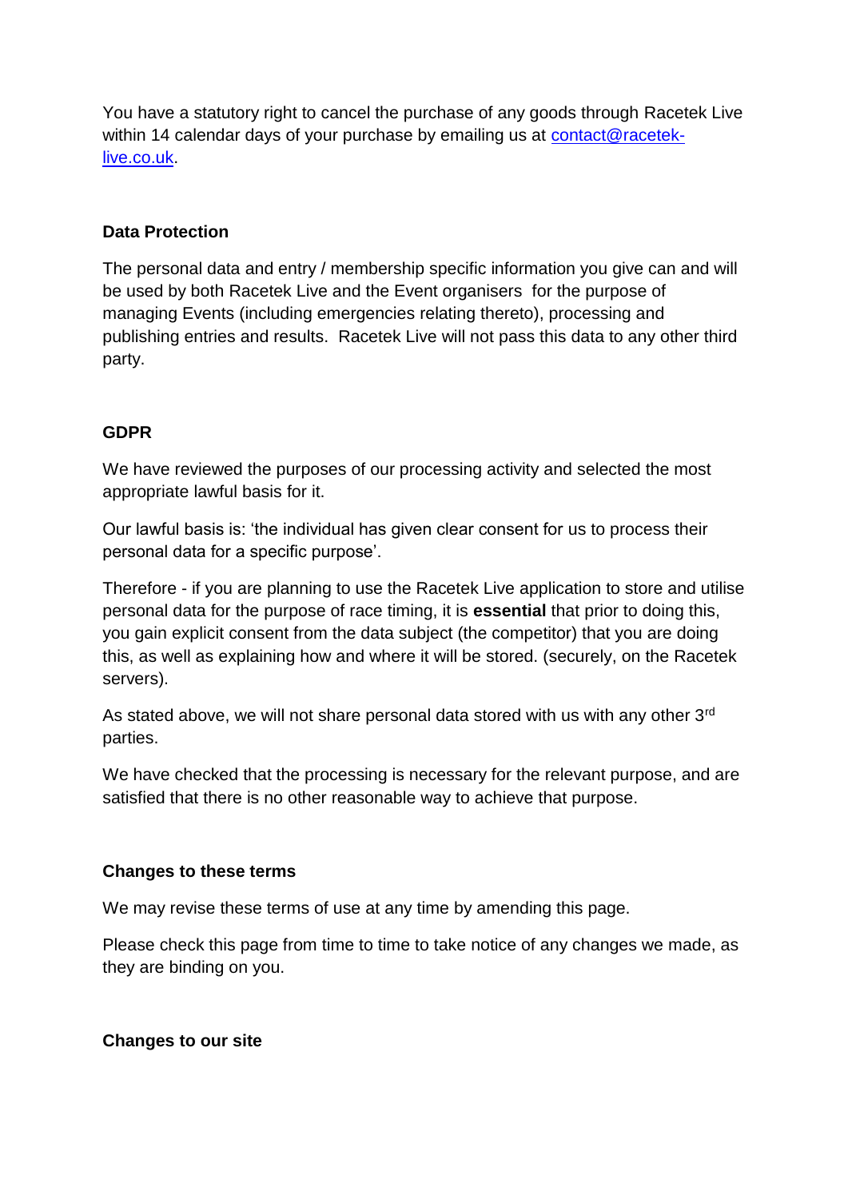You have a statutory right to cancel the purchase of any goods through Racetek Live within 14 calendar days of your purchase by emailing us at contact@racetek-live.co.uk.

**Data Protection**

The personal data and entry / membership specific information you give can and will be used by both Racetek Live and the Event organisers for the purpose of managing Events (including emergencies relating thereto), processing and publishing entries and results. Racetek Live will not pass this data to any other third party.

**GDPR**

We have reviewed the purposes of our processing activity and selected the most appropriate lawful basis for it.

Our lawful basis is: 'the individual has given clear consent for us to process their personal data for a specific purpose'.

Therefore - if you are planning to use the Racetek Live application to store and utilise personal data for the purpose of race timing, it is **essential** that prior to doing this, you gain explicit consent from the data subject (the competitor) that you are doing this, as well as explaining how and where it will be stored. (securely, on the Racetek servers).

As stated above, we will not share personal data stored with us with any other 3rd parties.

We have checked that the processing is necessary for the relevant purpose, and are satisfied that there is no other reasonable way to achieve that purpose.

**Changes to these terms**

We may revise these terms of use at any time by amending this page.

Please check this page from time to time to take notice of any changes we made, as they are binding on you.

**Changes to our site**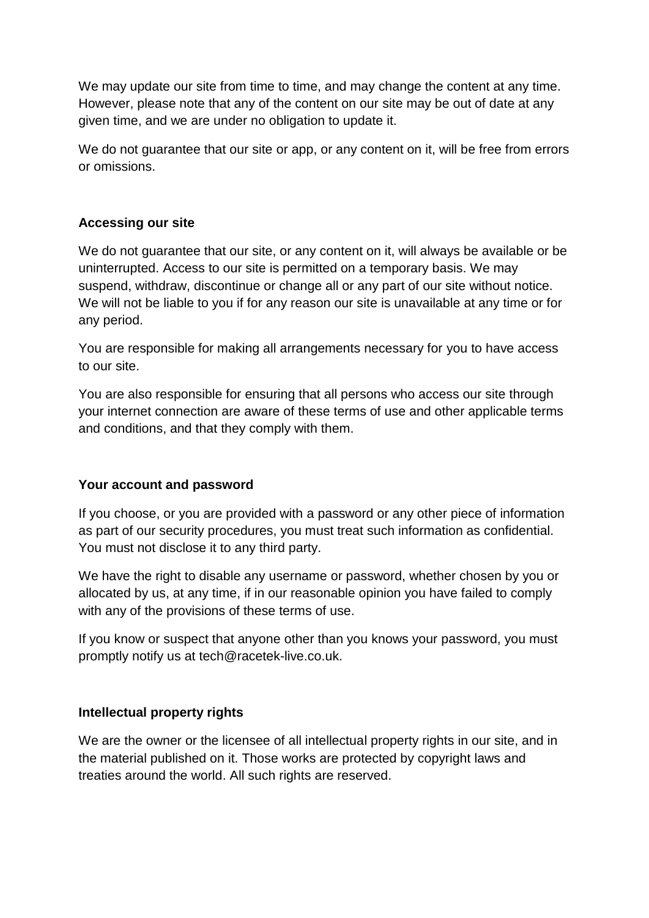We may update our site from time to time, and may change the content at any time. However, please note that any of the content on our site may be out of date at any given time, and we are under no obligation to update it.

We do not guarantee that our site or app, or any content on it, will be free from errors or omissions.

**Accessing our site**

We do not guarantee that our site, or any content on it, will always be available or be uninterrupted. Access to our site is permitted on a temporary basis. We may suspend, withdraw, discontinue or change all or any part of our site without notice. We will not be liable to you if for any reason our site is unavailable at any time or for any period.

You are responsible for making all arrangements necessary for you to have access to our site.

You are also responsible for ensuring that all persons who access our site through your internet connection are aware of these terms of use and other applicable terms and conditions, and that they comply with them.

**Your account and password**

If you choose, or you are provided with a password or any other piece of information as part of our security procedures, you must treat such information as confidential. You must not disclose it to any third party.

We have the right to disable any username or password, whether chosen by you or allocated by us, at any time, if in our reasonable opinion you have failed to comply with any of the provisions of these terms of use.

If you know or suspect that anyone other than you knows your password, you must promptly notify us at tech@racetek-live.co.uk.

**Intellectual property rights**

We are the owner or the licensee of all intellectual property rights in our site, and in the material published on it. Those works are protected by copyright laws and treaties around the world. All such rights are reserved.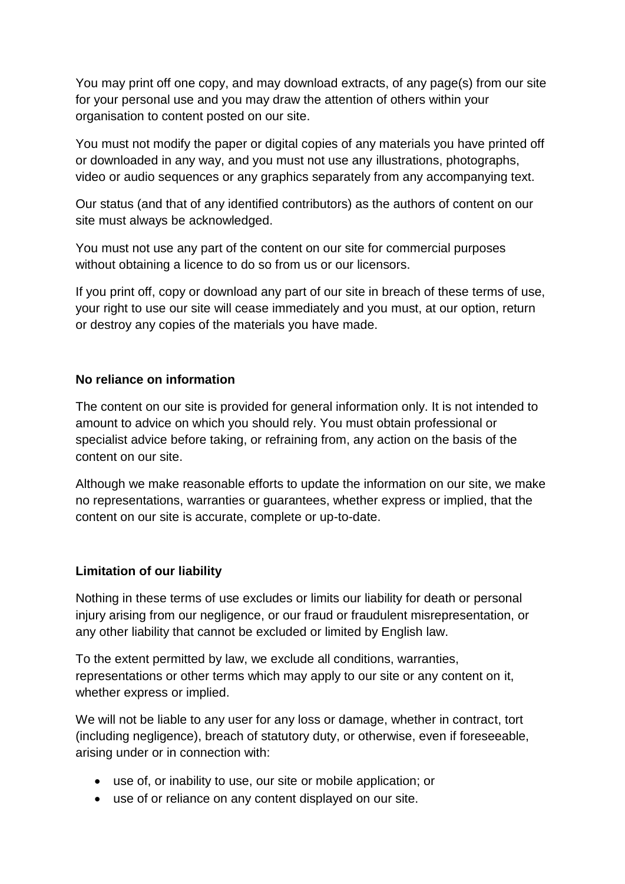You may print off one copy, and may download extracts, of any page(s) from our site for your personal use and you may draw the attention of others within your organisation to content posted on our site.

You must not modify the paper or digital copies of any materials you have printed off or downloaded in any way, and you must not use any illustrations, photographs, video or audio sequences or any graphics separately from any accompanying text.

Our status (and that of any identified contributors) as the authors of content on our site must always be acknowledged.

You must not use any part of the content on our site for commercial purposes without obtaining a licence to do so from us or our licensors.

If you print off, copy or download any part of our site in breach of these terms of use, your right to use our site will cease immediately and you must, at our option, return or destroy any copies of the materials you have made.

**No reliance on information**

The content on our site is provided for general information only. It is not intended to amount to advice on which you should rely. You must obtain professional or specialist advice before taking, or refraining from, any action on the basis of the content on our site.

Although we make reasonable efforts to update the information on our site, we make no representations, warranties or guarantees, whether express or implied, that the content on our site is accurate, complete or up-to-date.

**Limitation of our liability**

Nothing in these terms of use excludes or limits our liability for death or personal injury arising from our negligence, or our fraud or fraudulent misrepresentation, or any other liability that cannot be excluded or limited by English law.

To the extent permitted by law, we exclude all conditions, warranties, representations or other terms which may apply to our site or any content on it, whether express or implied.

We will not be liable to any user for any loss or damage, whether in contract, tort (including negligence), breach of statutory duty, or otherwise, even if foreseeable, arising under or in connection with:

- use of, or inability to use, our site or mobile application; or
- use of or reliance on any content displayed on our site.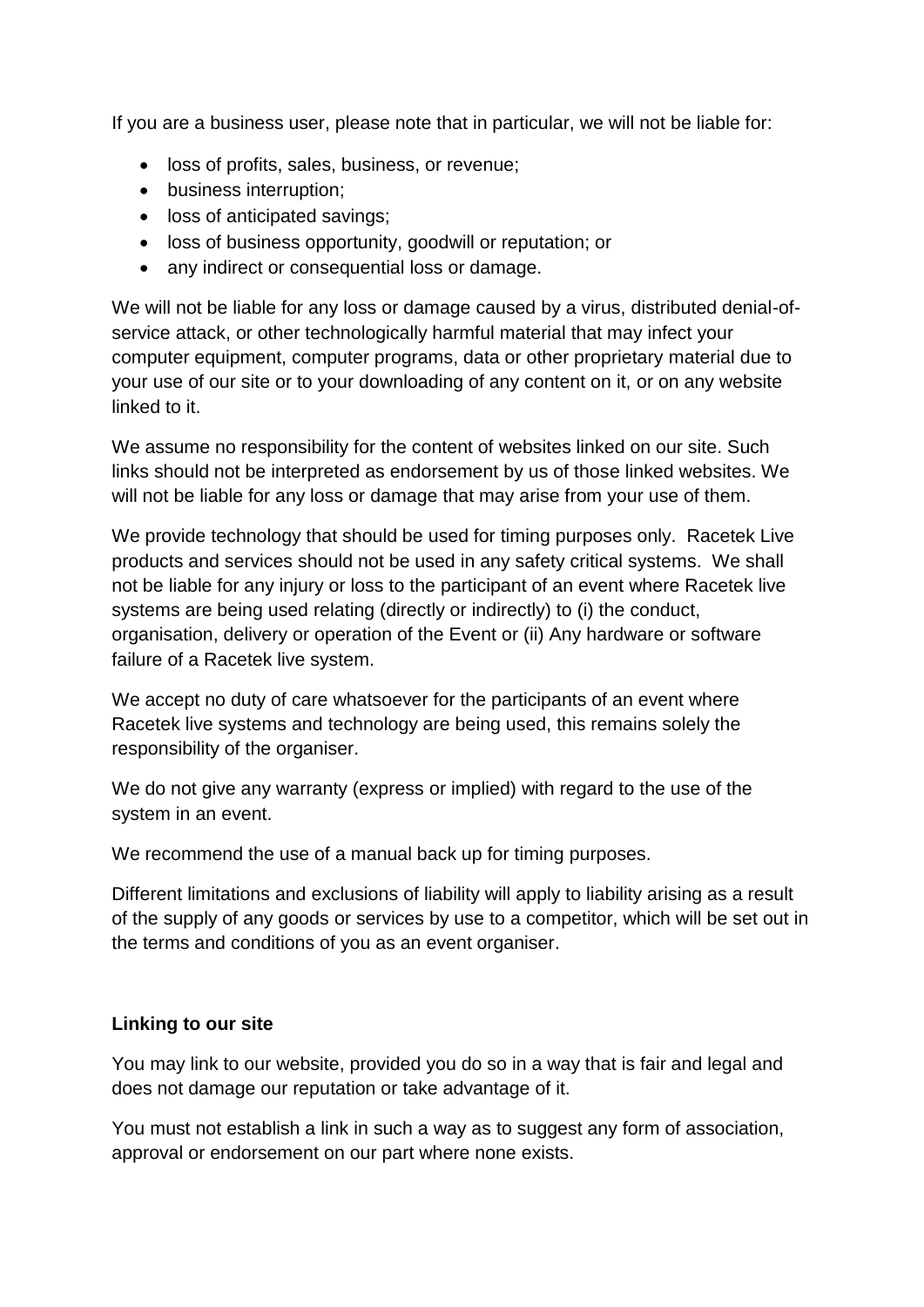If you are a business user, please note that in particular, we will not be liable for:

- loss of profits, sales, business, or revenue;
- business interruption;
- loss of anticipated savings;
- loss of business opportunity, goodwill or reputation; or
- any indirect or consequential loss or damage.

We will not be liable for any loss or damage caused by a virus, distributed denial-of-service attack, or other technologically harmful material that may infect your computer equipment, computer programs, data or other proprietary material due to your use of our site or to your downloading of any content on it, or on any website linked to it.

We assume no responsibility for the content of websites linked on our site. Such links should not be interpreted as endorsement by us of those linked websites. We will not be liable for any loss or damage that may arise from your use of them.

We provide technology that should be used for timing purposes only. Racetek Live products and services should not be used in any safety critical systems. We shall not be liable for any injury or loss to the participant of an event where Racetek live systems are being used relating (directly or indirectly) to (i) the conduct, organisation, delivery or operation of the Event or (ii) Any hardware or software failure of a Racetek live system.

We accept no duty of care whatsoever for the participants of an event where Racetek live systems and technology are being used, this remains solely the responsibility of the organiser.

We do not give any warranty (express or implied) with regard to the use of the system in an event.

We recommend the use of a manual back up for timing purposes.

Different limitations and exclusions of liability will apply to liability arising as a result of the supply of any goods or services by use to a competitor, which will be set out in the terms and conditions of you as an event organiser.

**Linking to our site**

You may link to our website, provided you do so in a way that is fair and legal and does not damage our reputation or take advantage of it.

You must not establish a link in such a way as to suggest any form of association, approval or endorsement on our part where none exists.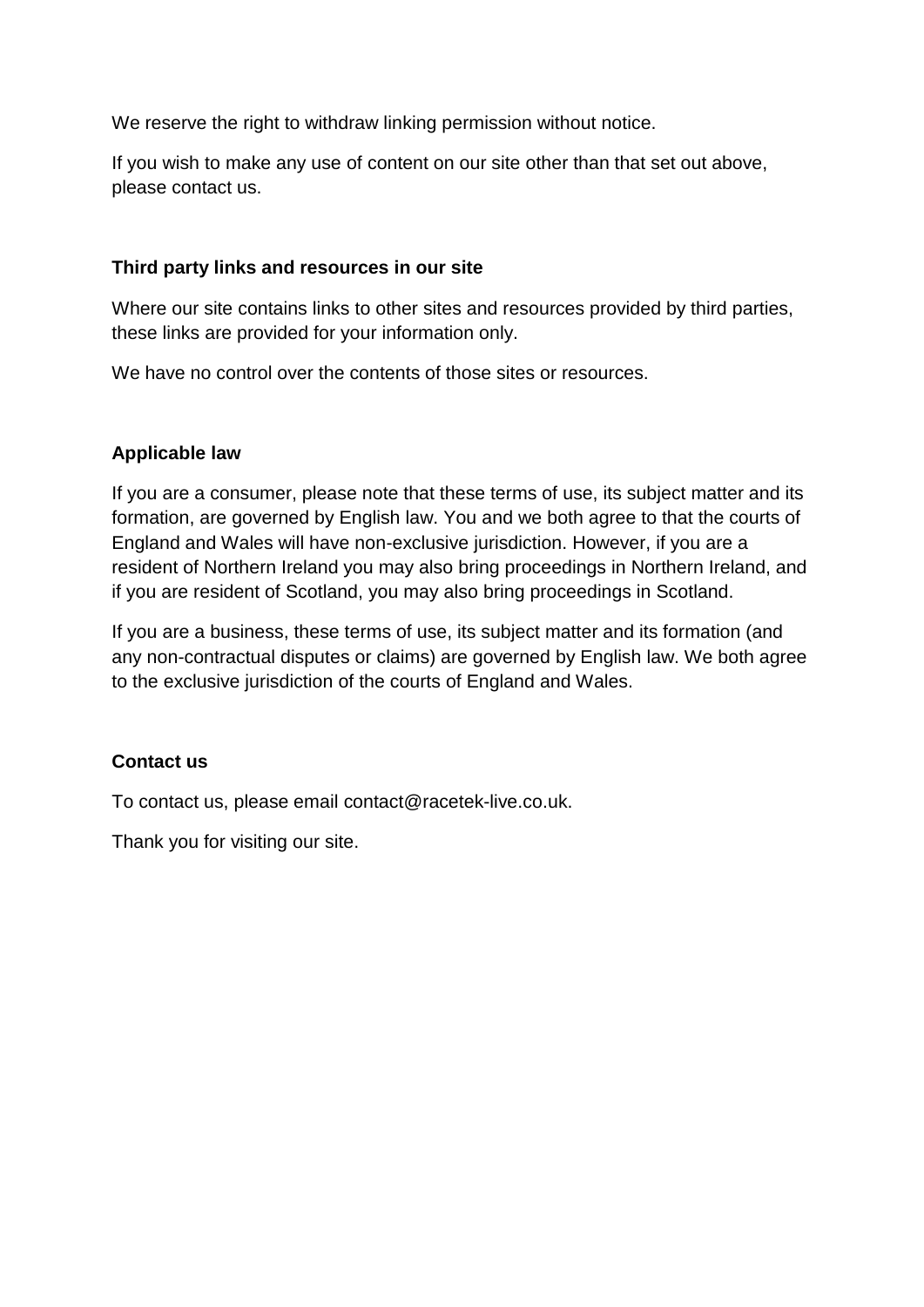We reserve the right to withdraw linking permission without notice.

If you wish to make any use of content on our site other than that set out above, please contact us.

**Third party links and resources in our site**

Where our site contains links to other sites and resources provided by third parties, these links are provided for your information only.

We have no control over the contents of those sites or resources.

**Applicable law**

If you are a consumer, please note that these terms of use, its subject matter and its formation, are governed by English law. You and we both agree to that the courts of England and Wales will have non-exclusive jurisdiction. However, if you are a resident of Northern Ireland you may also bring proceedings in Northern Ireland, and if you are resident of Scotland, you may also bring proceedings in Scotland.

If you are a business, these terms of use, its subject matter and its formation (and any non-contractual disputes or claims) are governed by English law. We both agree to the exclusive jurisdiction of the courts of England and Wales.

**Contact us**

To contact us, please email contact@racetek-live.co.uk.

Thank you for visiting our site.